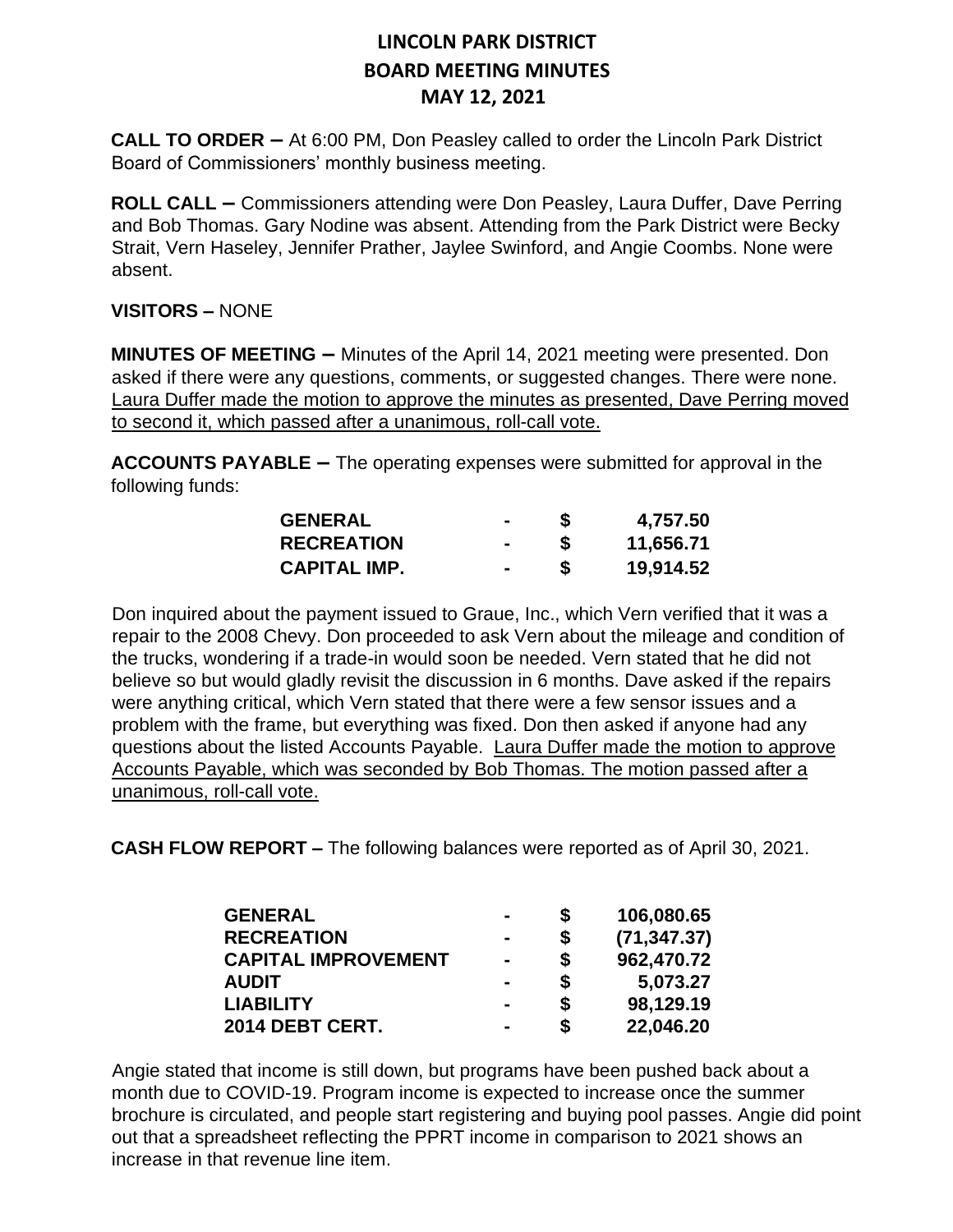# LINCOLN PARK DISTRICT
# BOARD MEETING MINUTES
# MAY 12, 2021

**CALL TO ORDER –** At 6:00 PM, Don Peasley called to order the Lincoln Park District Board of Commissioners' monthly business meeting.

**ROLL CALL –** Commissioners attending were Don Peasley, Laura Duffer, Dave Perring and Bob Thomas. Gary Nodine was absent. Attending from the Park District were Becky Strait, Vern Haseley, Jennifer Prather, Jaylee Swinford, and Angie Coombs. None were absent.

**VISITORS –** NONE

**MINUTES OF MEETING –** Minutes of the April 14, 2021 meeting were presented. Don asked if there were any questions, comments, or suggested changes. There were none. Laura Duffer made the motion to approve the minutes as presented, Dave Perring moved to second it, which passed after a unanimous, roll-call vote.

**ACCOUNTS PAYABLE –** The operating expenses were submitted for approval in the following funds:

| | | | |
|---|---|---|---|
| **GENERAL** | **-** | **$** | **4,757.50** |
| **RECREATION** | **-** | **$** | **11,656.71** |
| **CAPITAL IMP.** | **-** | **$** | **19,914.52** |

Don inquired about the payment issued to Graue, Inc., which Vern verified that it was a repair to the 2008 Chevy. Don proceeded to ask Vern about the mileage and condition of the trucks, wondering if a trade-in would soon be needed. Vern stated that he did not believe so but would gladly revisit the discussion in 6 months. Dave asked if the repairs were anything critical, which Vern stated that there were a few sensor issues and a problem with the frame, but everything was fixed. Don then asked if anyone had any questions about the listed Accounts Payable. Laura Duffer made the motion to approve Accounts Payable, which was seconded by Bob Thomas. The motion passed after a unanimous, roll-call vote.

**CASH FLOW REPORT –** The following balances were reported as of April 30, 2021.

| | | | |
|---|---|---|---|
| **GENERAL** | **-** | **$** | **106,080.65** |
| **RECREATION** | **-** | **$** | **(71,347.37)** |
| **CAPITAL IMPROVEMENT** | **-** | **$** | **962,470.72** |
| **AUDIT** | **-** | **$** | **5,073.27** |
| **LIABILITY** | **-** | **$** | **98,129.19** |
| **2014 DEBT CERT.** | **-** | **$** | **22,046.20** |

Angie stated that income is still down, but programs have been pushed back about a month due to COVID-19. Program income is expected to increase once the summer brochure is circulated, and people start registering and buying pool passes. Angie did point out that a spreadsheet reflecting the PPRT income in comparison to 2021 shows an increase in that revenue line item.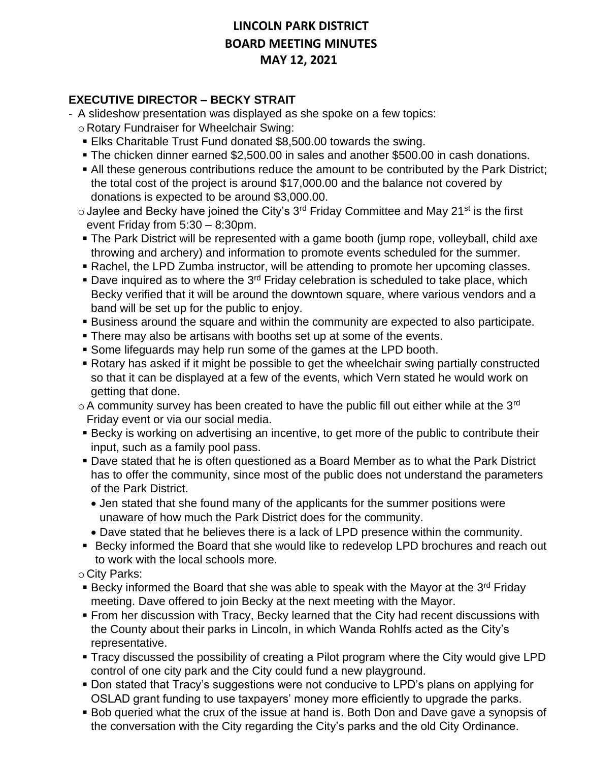# LINCOLN PARK DISTRICT
# BOARD MEETING MINUTES
# MAY 12, 2021

**EXECUTIVE DIRECTOR – BECKY STRAIT**

- A slideshow presentation was displayed as she spoke on a few topics:
  - Rotary Fundraiser for Wheelchair Swing:
    - Elks Charitable Trust Fund donated $8,500.00 towards the swing.
    - The chicken dinner earned $2,500.00 in sales and another $500.00 in cash donations.
    - All these generous contributions reduce the amount to be contributed by the Park District; the total cost of the project is around $17,000.00 and the balance not covered by donations is expected to be around $3,000.00.
  - Jaylee and Becky have joined the City's 3rd Friday Committee and May 21st is the first event Friday from 5:30 – 8:30pm.
    - The Park District will be represented with a game booth (jump rope, volleyball, child axe throwing and archery) and information to promote events scheduled for the summer.
    - Rachel, the LPD Zumba instructor, will be attending to promote her upcoming classes.
    - Dave inquired as to where the 3rd Friday celebration is scheduled to take place, which Becky verified that it will be around the downtown square, where various vendors and a band will be set up for the public to enjoy.
    - Business around the square and within the community are expected to also participate.
    - There may also be artisans with booths set up at some of the events.
    - Some lifeguards may help run some of the games at the LPD booth.
    - Rotary has asked if it might be possible to get the wheelchair swing partially constructed so that it can be displayed at a few of the events, which Vern stated he would work on getting that done.
  - A community survey has been created to have the public fill out either while at the 3rd Friday event or via our social media.
    - Becky is working on advertising an incentive, to get more of the public to contribute their input, such as a family pool pass.
    - Dave stated that he is often questioned as a Board Member as to what the Park District has to offer the community, since most of the public does not understand the parameters of the Park District.
      - Jen stated that she found many of the applicants for the summer positions were unaware of how much the Park District does for the community.
      - Dave stated that he believes there is a lack of LPD presence within the community.
    - Becky informed the Board that she would like to redevelop LPD brochures and reach out to work with the local schools more.
  - City Parks:
    - Becky informed the Board that she was able to speak with the Mayor at the 3rd Friday meeting. Dave offered to join Becky at the next meeting with the Mayor.
    - From her discussion with Tracy, Becky learned that the City had recent discussions with the County about their parks in Lincoln, in which Wanda Rohlfs acted as the City's representative.
    - Tracy discussed the possibility of creating a Pilot program where the City would give LPD control of one city park and the City could fund a new playground.
    - Don stated that Tracy's suggestions were not conducive to LPD's plans on applying for OSLAD grant funding to use taxpayers' money more efficiently to upgrade the parks.
    - Bob queried what the crux of the issue at hand is. Both Don and Dave gave a synopsis of the conversation with the City regarding the City's parks and the old City Ordinance.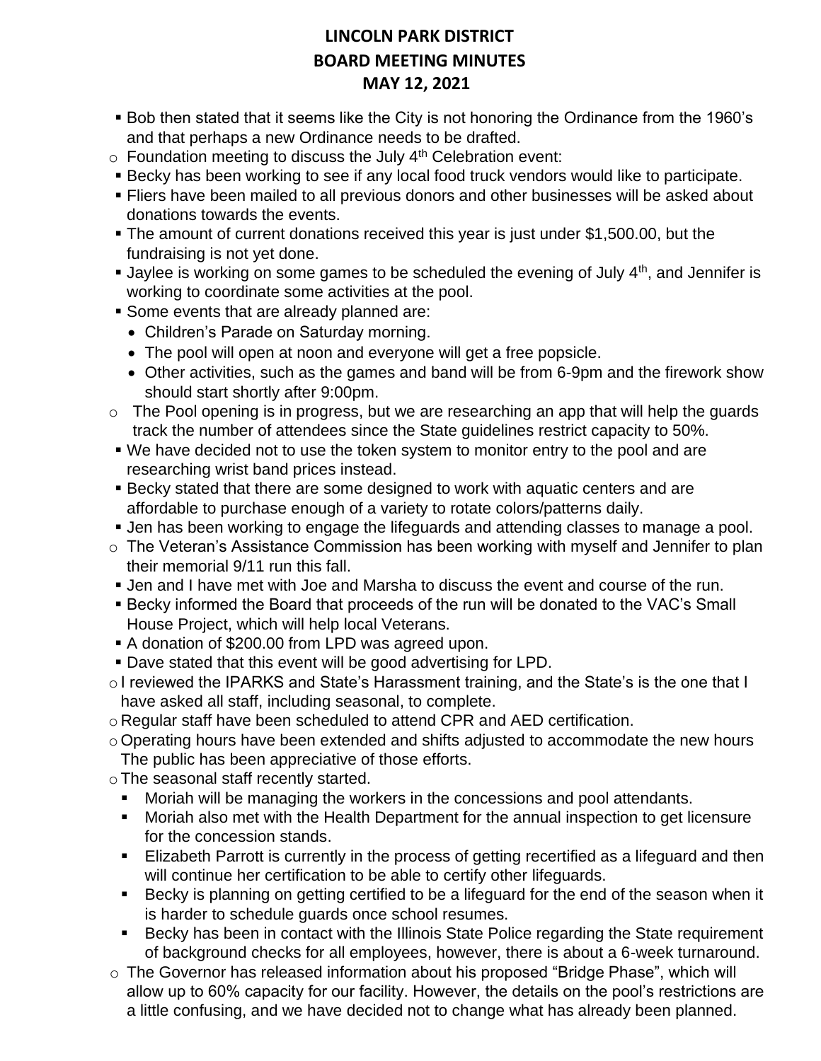# LINCOLN PARK DISTRICT
# BOARD MEETING MINUTES
# MAY 12, 2021

- Bob then stated that it seems like the City is not honoring the Ordinance from the 1960's and that perhaps a new Ordinance needs to be drafted.

- Foundation meeting to discuss the July 4th Celebration event:
  - Becky has been working to see if any local food truck vendors would like to participate.
  - Fliers have been mailed to all previous donors and other businesses will be asked about donations towards the events.
  - The amount of current donations received this year is just under $1,500.00, but the fundraising is not yet done.
  - Jaylee is working on some games to be scheduled the evening of July 4th, and Jennifer is working to coordinate some activities at the pool.
  - Some events that are already planned are:
    - Children's Parade on Saturday morning.
    - The pool will open at noon and everyone will get a free popsicle.
    - Other activities, such as the games and band will be from 6-9pm and the firework show should start shortly after 9:00pm.
- The Pool opening is in progress, but we are researching an app that will help the guards track the number of attendees since the State guidelines restrict capacity to 50%.
  - We have decided not to use the token system to monitor entry to the pool and are researching wrist band prices instead.
  - Becky stated that there are some designed to work with aquatic centers and are affordable to purchase enough of a variety to rotate colors/patterns daily.
  - Jen has been working to engage the lifeguards and attending classes to manage a pool.
- The Veteran's Assistance Commission has been working with myself and Jennifer to plan their memorial 9/11 run this fall.
  - Jen and I have met with Joe and Marsha to discuss the event and course of the run.
  - Becky informed the Board that proceeds of the run will be donated to the VAC's Small House Project, which will help local Veterans.
  - A donation of $200.00 from LPD was agreed upon.
  - Dave stated that this event will be good advertising for LPD.
- I reviewed the IPARKS and State's Harassment training, and the State's is the one that I have asked all staff, including seasonal, to complete.
- Regular staff have been scheduled to attend CPR and AED certification.
- Operating hours have been extended and shifts adjusted to accommodate the new hours The public has been appreciative of those efforts.
- The seasonal staff recently started.
  - Moriah will be managing the workers in the concessions and pool attendants.
  - Moriah also met with the Health Department for the annual inspection to get licensure for the concession stands.
  - Elizabeth Parrott is currently in the process of getting recertified as a lifeguard and then will continue her certification to be able to certify other lifeguards.
  - Becky is planning on getting certified to be a lifeguard for the end of the season when it is harder to schedule guards once school resumes.
  - Becky has been in contact with the Illinois State Police regarding the State requirement of background checks for all employees, however, there is about a 6-week turnaround.
- The Governor has released information about his proposed "Bridge Phase", which will allow up to 60% capacity for our facility. However, the details on the pool's restrictions are a little confusing, and we have decided not to change what has already been planned.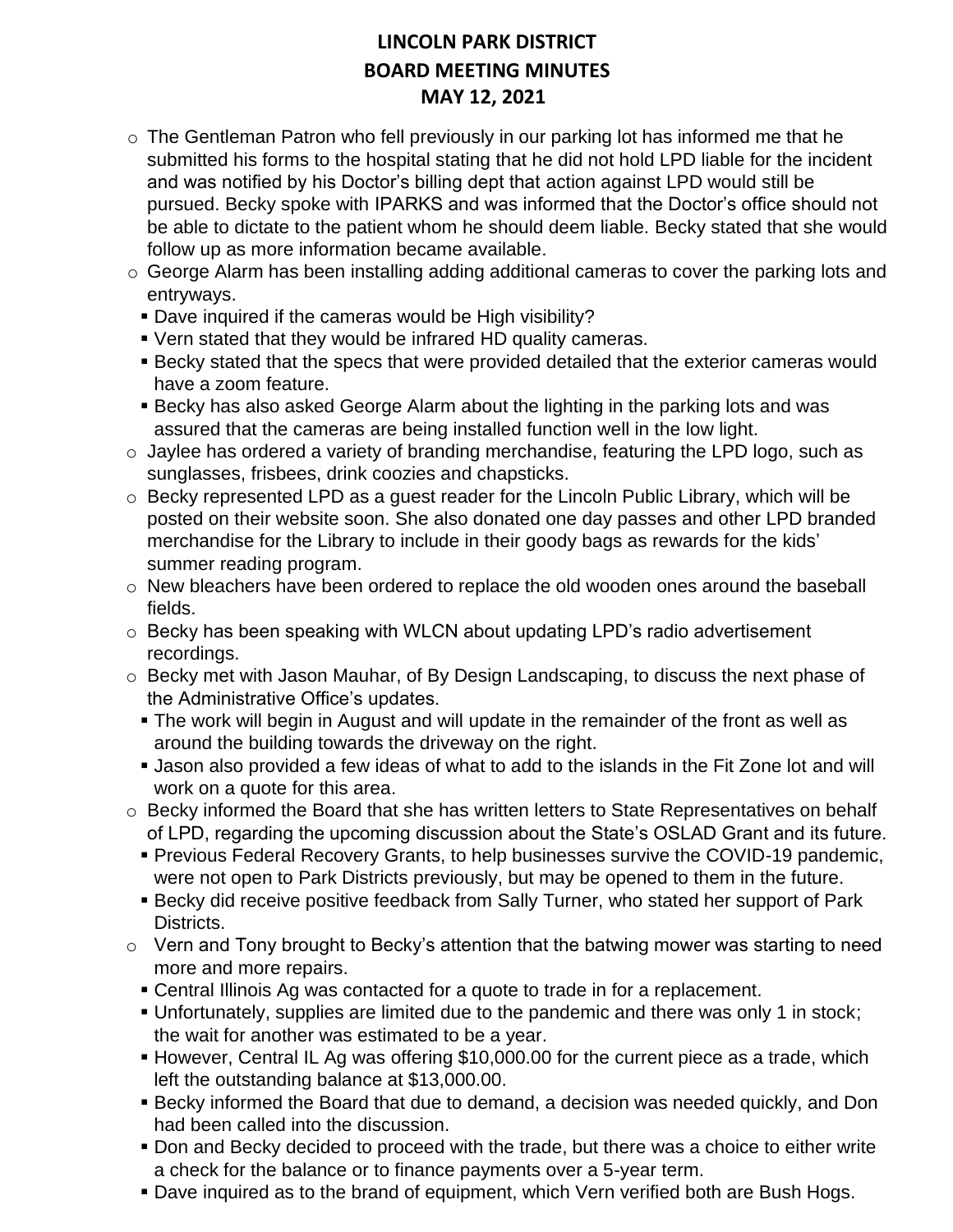**LINCOLN PARK DISTRICT**
**BOARD MEETING MINUTES**
**MAY 12, 2021**

- The Gentleman Patron who fell previously in our parking lot has informed me that he submitted his forms to the hospital stating that he did not hold LPD liable for the incident and was notified by his Doctor's billing dept that action against LPD would still be pursued. Becky spoke with IPARKS and was informed that the Doctor's office should not be able to dictate to the patient whom he should deem liable. Becky stated that she would follow up as more information became available.
- George Alarm has been installing adding additional cameras to cover the parking lots and entryways.
  - Dave inquired if the cameras would be High visibility?
  - Vern stated that they would be infrared HD quality cameras.
  - Becky stated that the specs that were provided detailed that the exterior cameras would have a zoom feature.
  - Becky has also asked George Alarm about the lighting in the parking lots and was assured that the cameras are being installed function well in the low light.
- Jaylee has ordered a variety of branding merchandise, featuring the LPD logo, such as sunglasses, frisbees, drink coozies and chapsticks.
- Becky represented LPD as a guest reader for the Lincoln Public Library, which will be posted on their website soon. She also donated one day passes and other LPD branded merchandise for the Library to include in their goody bags as rewards for the kids' summer reading program.
- New bleachers have been ordered to replace the old wooden ones around the baseball fields.
- Becky has been speaking with WLCN about updating LPD's radio advertisement recordings.
- Becky met with Jason Mauhar, of By Design Landscaping, to discuss the next phase of the Administrative Office's updates.
  - The work will begin in August and will update in the remainder of the front as well as around the building towards the driveway on the right.
  - Jason also provided a few ideas of what to add to the islands in the Fit Zone lot and will work on a quote for this area.
- Becky informed the Board that she has written letters to State Representatives on behalf of LPD, regarding the upcoming discussion about the State's OSLAD Grant and its future.
  - Previous Federal Recovery Grants, to help businesses survive the COVID-19 pandemic, were not open to Park Districts previously, but may be opened to them in the future.
  - Becky did receive positive feedback from Sally Turner, who stated her support of Park Districts.
- Vern and Tony brought to Becky's attention that the batwing mower was starting to need more and more repairs.
  - Central Illinois Ag was contacted for a quote to trade in for a replacement.
  - Unfortunately, supplies are limited due to the pandemic and there was only 1 in stock; the wait for another was estimated to be a year.
  - However, Central IL Ag was offering $10,000.00 for the current piece as a trade, which left the outstanding balance at $13,000.00.
  - Becky informed the Board that due to demand, a decision was needed quickly, and Don had been called into the discussion.
  - Don and Becky decided to proceed with the trade, but there was a choice to either write a check for the balance or to finance payments over a 5-year term.
  - Dave inquired as to the brand of equipment, which Vern verified both are Bush Hogs.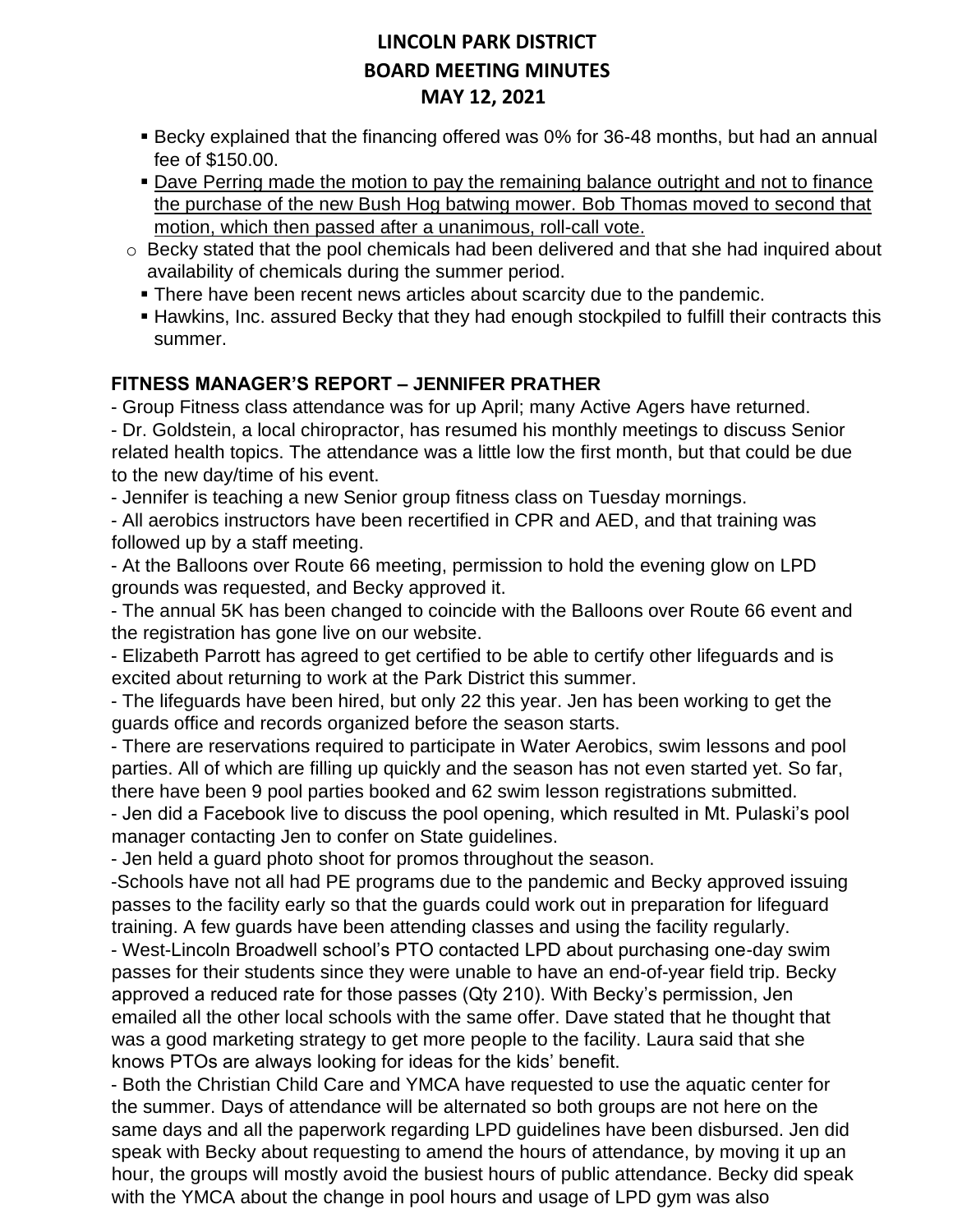- Becky explained that the financing offered was 0% for 36-48 months, but had an annual fee of $150.00.
- <u>Dave Perring made the motion to pay the remaining balance outright and not to finance the purchase of the new Bush Hog batwing mower. Bob Thomas moved to second that motion, which then passed after a unanimous, roll-call vote.</u>

- Becky stated that the pool chemicals had been delivered and that she had inquired about availability of chemicals during the summer period.
  - There have been recent news articles about scarcity due to the pandemic.
  - Hawkins, Inc. assured Becky that they had enough stockpiled to fulfill their contracts this summer.

**FITNESS MANAGER'S REPORT – JENNIFER PRATHER**

- Group Fitness class attendance was for up April; many Active Agers have returned.
- Dr. Goldstein, a local chiropractor, has resumed his monthly meetings to discuss Senior related health topics. The attendance was a little low the first month, but that could be due to the new day/time of his event.
- Jennifer is teaching a new Senior group fitness class on Tuesday mornings.
- All aerobics instructors have been recertified in CPR and AED, and that training was followed up by a staff meeting.
- At the Balloons over Route 66 meeting, permission to hold the evening glow on LPD grounds was requested, and Becky approved it.
- The annual 5K has been changed to coincide with the Balloons over Route 66 event and the registration has gone live on our website.
- Elizabeth Parrott has agreed to get certified to be able to certify other lifeguards and is excited about returning to work at the Park District this summer.
- The lifeguards have been hired, but only 22 this year. Jen has been working to get the guards office and records organized before the season starts.
- There are reservations required to participate in Water Aerobics, swim lessons and pool parties. All of which are filling up quickly and the season has not even started yet. So far, there have been 9 pool parties booked and 62 swim lesson registrations submitted.
- Jen did a Facebook live to discuss the pool opening, which resulted in Mt. Pulaski's pool manager contacting Jen to confer on State guidelines.
- Jen held a guard photo shoot for promos throughout the season.
-Schools have not all had PE programs due to the pandemic and Becky approved issuing passes to the facility early so that the guards could work out in preparation for lifeguard training. A few guards have been attending classes and using the facility regularly.
- West-Lincoln Broadwell school's PTO contacted LPD about purchasing one-day swim passes for their students since they were unable to have an end-of-year field trip. Becky approved a reduced rate for those passes (Qty 210). With Becky's permission, Jen emailed all the other local schools with the same offer. Dave stated that he thought that was a good marketing strategy to get more people to the facility. Laura said that she knows PTOs are always looking for ideas for the kids' benefit.
- Both the Christian Child Care and YMCA have requested to use the aquatic center for the summer. Days of attendance will be alternated so both groups are not here on the same days and all the paperwork regarding LPD guidelines have been disbursed. Jen did speak with Becky about requesting to amend the hours of attendance, by moving it up an hour, the groups will mostly avoid the busiest hours of public attendance. Becky did speak with the YMCA about the change in pool hours and usage of LPD gym was also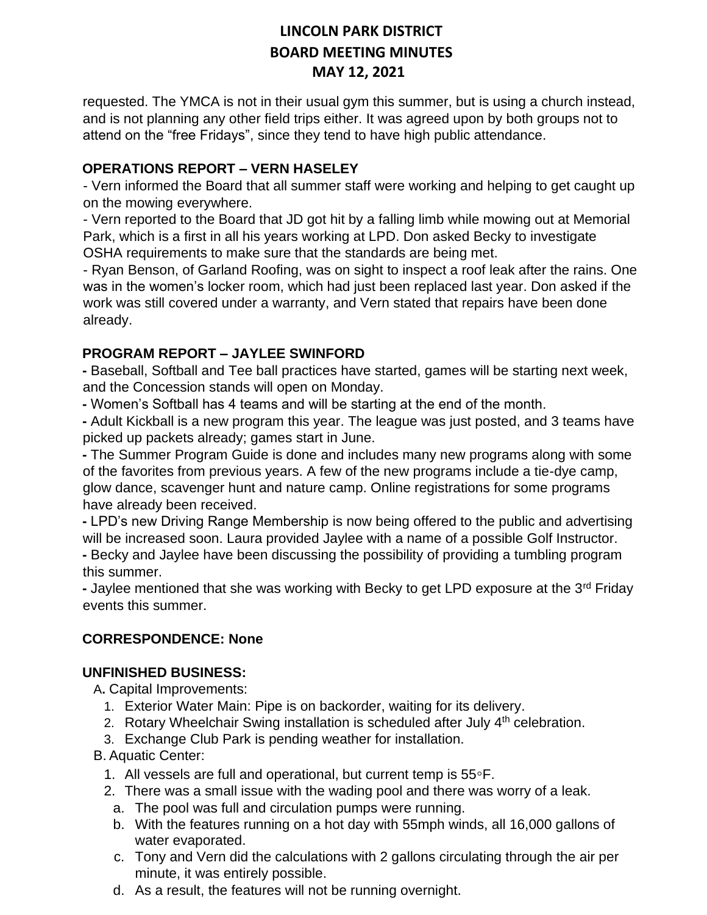requested. The YMCA is not in their usual gym this summer, but is using a church instead, and is not planning any other field trips either. It was agreed upon by both groups not to attend on the "free Fridays", since they tend to have high public attendance.

## OPERATIONS REPORT – VERN HASELEY

- Vern informed the Board that all summer staff were working and helping to get caught up on the mowing everywhere.
- Vern reported to the Board that JD got hit by a falling limb while mowing out at Memorial Park, which is a first in all his years working at LPD. Don asked Becky to investigate OSHA requirements to make sure that the standards are being met.
- Ryan Benson, of Garland Roofing, was on sight to inspect a roof leak after the rains. One was in the women's locker room, which had just been replaced last year. Don asked if the work was still covered under a warranty, and Vern stated that repairs have been done already.

## PROGRAM REPORT – JAYLEE SWINFORD

- Baseball, Softball and Tee ball practices have started, games will be starting next week, and the Concession stands will open on Monday.
- Women's Softball has 4 teams and will be starting at the end of the month.
- Adult Kickball is a new program this year. The league was just posted, and 3 teams have picked up packets already; games start in June.
- The Summer Program Guide is done and includes many new programs along with some of the favorites from previous years. A few of the new programs include a tie-dye camp, glow dance, scavenger hunt and nature camp. Online registrations for some programs have already been received.
- LPD's new Driving Range Membership is now being offered to the public and advertising will be increased soon. Laura provided Jaylee with a name of a possible Golf Instructor.
- Becky and Jaylee have been discussing the possibility of providing a tumbling program this summer.
- Jaylee mentioned that she was working with Becky to get LPD exposure at the 3rd Friday events this summer.

## CORRESPONDENCE: None

## UNFINISHED BUSINESS:

A. Capital Improvements:
1. Exterior Water Main: Pipe is on backorder, waiting for its delivery.
2. Rotary Wheelchair Swing installation is scheduled after July 4th celebration.
3. Exchange Club Park is pending weather for installation.

B. Aquatic Center:
1. All vessels are full and operational, but current temp is 55◦F.
2. There was a small issue with the wading pool and there was worry of a leak.
   a. The pool was full and circulation pumps were running.
   b. With the features running on a hot day with 55mph winds, all 16,000 gallons of water evaporated.
   c. Tony and Vern did the calculations with 2 gallons circulating through the air per minute, it was entirely possible.
   d. As a result, the features will not be running overnight.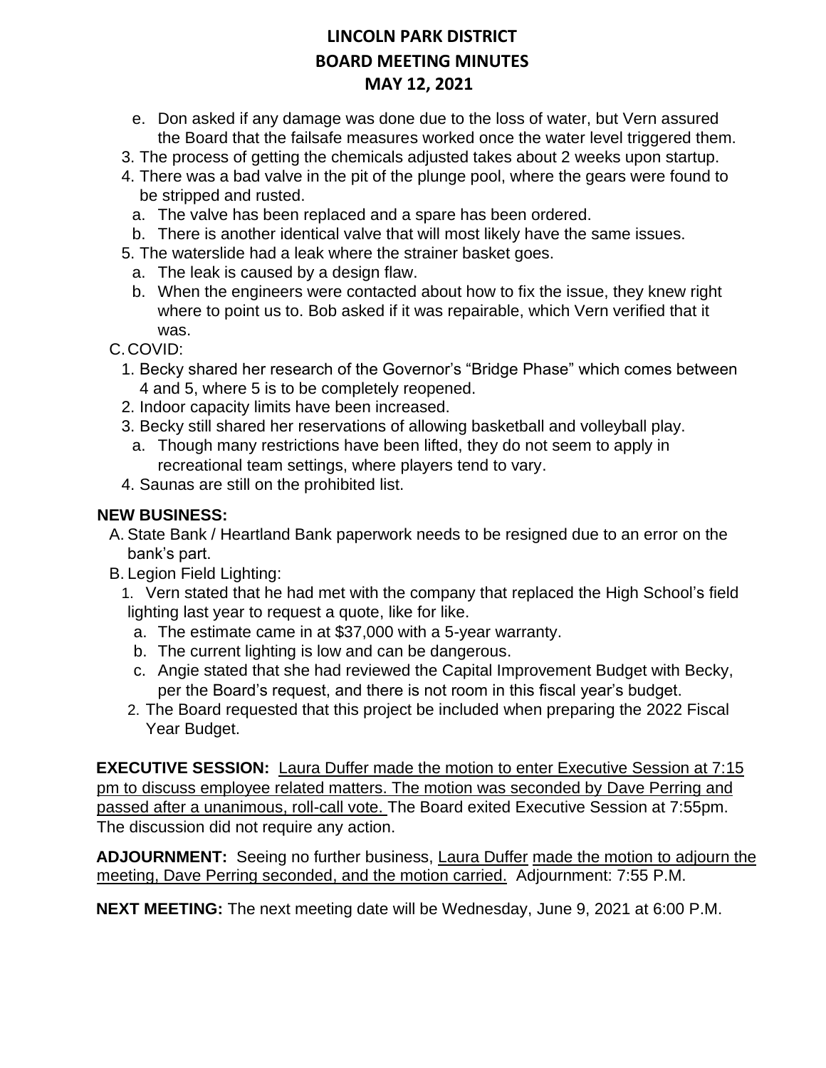# LINCOLN PARK DISTRICT
# BOARD MEETING MINUTES
# MAY 12, 2021

- e. Don asked if any damage was done due to the loss of water, but Vern assured the Board that the failsafe measures worked once the water level triggered them.
3. The process of getting the chemicals adjusted takes about 2 weeks upon startup.
4. There was a bad valve in the pit of the plunge pool, where the gears were found to be stripped and rusted.
   - a. The valve has been replaced and a spare has been ordered.
   - b. There is another identical valve that will most likely have the same issues.
5. The waterslide had a leak where the strainer basket goes.
   - a. The leak is caused by a design flaw.
   - b. When the engineers were contacted about how to fix the issue, they knew right where to point us to. Bob asked if it was repairable, which Vern verified that it was.

C. COVID:

1. Becky shared her research of the Governor's "Bridge Phase" which comes between 4 and 5, where 5 is to be completely reopened.
2. Indoor capacity limits have been increased.
3. Becky still shared her reservations of allowing basketball and volleyball play.
   - a. Though many restrictions have been lifted, they do not seem to apply in recreational team settings, where players tend to vary.
4. Saunas are still on the prohibited list.

**NEW BUSINESS:**

A. State Bank / Heartland Bank paperwork needs to be resigned due to an error on the bank's part.

B. Legion Field Lighting:

1. Vern stated that he had met with the company that replaced the High School's field lighting last year to request a quote, like for like.
   - a. The estimate came in at $37,000 with a 5-year warranty.
   - b. The current lighting is low and can be dangerous.
   - c. Angie stated that she had reviewed the Capital Improvement Budget with Becky, per the Board's request, and there is not room in this fiscal year's budget.
2. The Board requested that this project be included when preparing the 2022 Fiscal Year Budget.

**EXECUTIVE SESSION:** Laura Duffer made the motion to enter Executive Session at 7:15 pm to discuss employee related matters. The motion was seconded by Dave Perring and passed after a unanimous, roll-call vote. The Board exited Executive Session at 7:55pm. The discussion did not require any action.

**ADJOURNMENT:** Seeing no further business, Laura Duffer made the motion to adjourn the meeting, Dave Perring seconded, and the motion carried. Adjournment: 7:55 P.M.

**NEXT MEETING:** The next meeting date will be Wednesday, June 9, 2021 at 6:00 P.M.